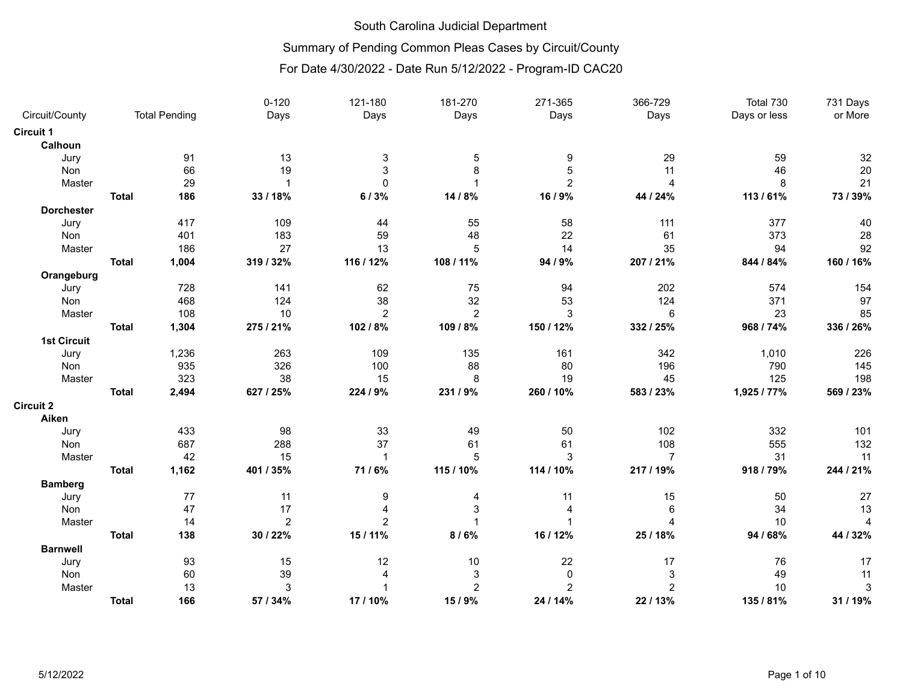# South Carolina Judicial Department

## Summary of Pending Common Pleas Cases by Circuit/County

### For Date 4/30/2022 - Date Run 5/12/2022 - Program-ID CAC20

| Circuit/County | | Total Pending | 0-120 Days | 121-180 Days | 181-270 Days | 271-365 Days | 366-729 Days | Total 730 Days or less | 731 Days or More |
|---|---|---|---|---|---|---|---|---|---|
| **Circuit 1** | | | | | | | | | |
| **Calhoun** | | | | | | | | | |
| Jury | | 91 | 13 | 3 | 5 | 9 | 29 | 59 | 32 |
| Non | | 66 | 19 | 3 | 8 | 5 | 11 | 46 | 20 |
| Master | | 29 | 1 | 0 | 1 | 2 | 4 | 8 | 21 |
| | **Total** | **186** | **33 / 18%** | **6 / 3%** | **14 / 8%** | **16 / 9%** | **44 / 24%** | **113 / 61%** | **73 / 39%** |
| **Dorchester** | | | | | | | | | |
| Jury | | 417 | 109 | 44 | 55 | 58 | 111 | 377 | 40 |
| Non | | 401 | 183 | 59 | 48 | 22 | 61 | 373 | 28 |
| Master | | 186 | 27 | 13 | 5 | 14 | 35 | 94 | 92 |
| | **Total** | **1,004** | **319 / 32%** | **116 / 12%** | **108 / 11%** | **94 / 9%** | **207 / 21%** | **844 / 84%** | **160 / 16%** |
| **Orangeburg** | | | | | | | | | |
| Jury | | 728 | 141 | 62 | 75 | 94 | 202 | 574 | 154 |
| Non | | 468 | 124 | 38 | 32 | 53 | 124 | 371 | 97 |
| Master | | 108 | 10 | 2 | 2 | 3 | 6 | 23 | 85 |
| | **Total** | **1,304** | **275 / 21%** | **102 / 8%** | **109 / 8%** | **150 / 12%** | **332 / 25%** | **968 / 74%** | **336 / 26%** |
| **1st Circuit** | | | | | | | | | |
| Jury | | 1,236 | 263 | 109 | 135 | 161 | 342 | 1,010 | 226 |
| Non | | 935 | 326 | 100 | 88 | 80 | 196 | 790 | 145 |
| Master | | 323 | 38 | 15 | 8 | 19 | 45 | 125 | 198 |
| | **Total** | **2,494** | **627 / 25%** | **224 / 9%** | **231 / 9%** | **260 / 10%** | **583 / 23%** | **1,925 / 77%** | **569 / 23%** |
| **Circuit 2** | | | | | | | | | |
| **Aiken** | | | | | | | | | |
| Jury | | 433 | 98 | 33 | 49 | 50 | 102 | 332 | 101 |
| Non | | 687 | 288 | 37 | 61 | 61 | 108 | 555 | 132 |
| Master | | 42 | 15 | 1 | 5 | 3 | 7 | 31 | 11 |
| | **Total** | **1,162** | **401 / 35%** | **71 / 6%** | **115 / 10%** | **114 / 10%** | **217 / 19%** | **918 / 79%** | **244 / 21%** |
| **Bamberg** | | | | | | | | | |
| Jury | | 77 | 11 | 9 | 4 | 11 | 15 | 50 | 27 |
| Non | | 47 | 17 | 4 | 3 | 4 | 6 | 34 | 13 |
| Master | | 14 | 2 | 2 | 1 | 1 | 4 | 10 | 4 |
| | **Total** | **138** | **30 / 22%** | **15 / 11%** | **8 / 6%** | **16 / 12%** | **25 / 18%** | **94 / 68%** | **44 / 32%** |
| **Barnwell** | | | | | | | | | |
| Jury | | 93 | 15 | 12 | 10 | 22 | 17 | 76 | 17 |
| Non | | 60 | 39 | 4 | 3 | 0 | 3 | 49 | 11 |
| Master | | 13 | 3 | 1 | 2 | 2 | 2 | 10 | 3 |
| | **Total** | **166** | **57 / 34%** | **17 / 10%** | **15 / 9%** | **24 / 14%** | **22 / 13%** | **135 / 81%** | **31 / 19%** |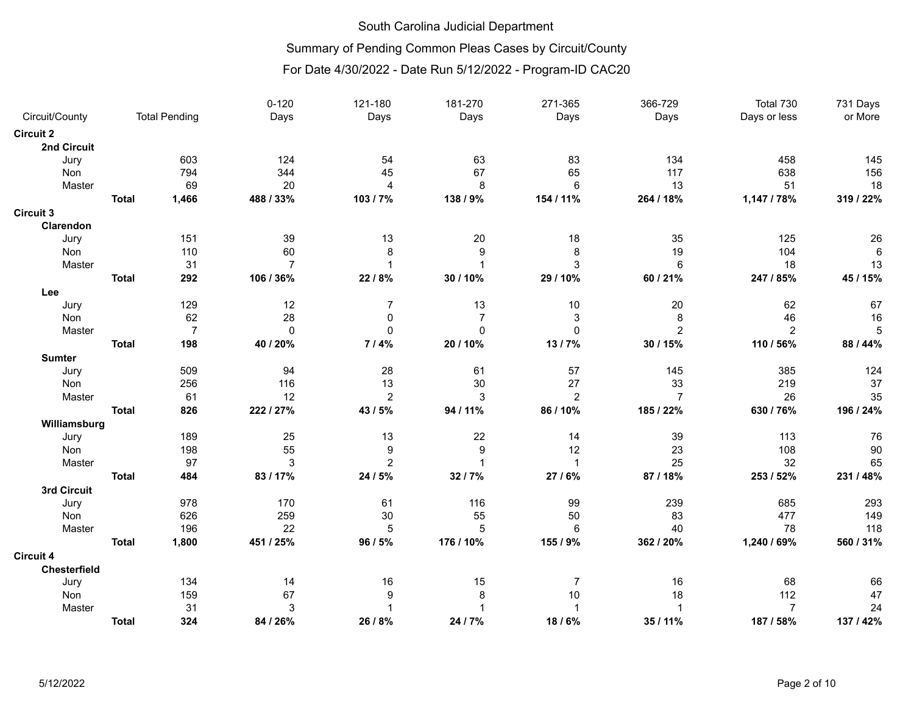South Carolina Judicial Department

Summary of Pending Common Pleas Cases by Circuit/County

For Date 4/30/2022 - Date Run 5/12/2022 - Program-ID CAC20

| Circuit/County | | Total Pending | 0-120 Days | 121-180 Days | 181-270 Days | 271-365 Days | 366-729 Days | Total 730 Days or less | 731 Days or More |
|---|---|---|---|---|---|---|---|---|---|
| **Circuit 2** | | | | | | | | | |
| **2nd Circuit** | | | | | | | | | |
| Jury | | 603 | 124 | 54 | 63 | 83 | 134 | 458 | 145 |
| Non | | 794 | 344 | 45 | 67 | 65 | 117 | 638 | 156 |
| Master | | 69 | 20 | 4 | 8 | 6 | 13 | 51 | 18 |
| | **Total** | **1,466** | **488 / 33%** | **103 / 7%** | **138 / 9%** | **154 / 11%** | **264 / 18%** | **1,147 / 78%** | **319 / 22%** |
| **Circuit 3** | | | | | | | | | |
| **Clarendon** | | | | | | | | | |
| Jury | | 151 | 39 | 13 | 20 | 18 | 35 | 125 | 26 |
| Non | | 110 | 60 | 8 | 9 | 8 | 19 | 104 | 6 |
| Master | | 31 | 7 | 1 | 1 | 3 | 6 | 18 | 13 |
| | **Total** | **292** | **106 / 36%** | **22 / 8%** | **30 / 10%** | **29 / 10%** | **60 / 21%** | **247 / 85%** | **45 / 15%** |
| **Lee** | | | | | | | | | |
| Jury | | 129 | 12 | 7 | 13 | 10 | 20 | 62 | 67 |
| Non | | 62 | 28 | 0 | 7 | 3 | 8 | 46 | 16 |
| Master | | 7 | 0 | 0 | 0 | 0 | 2 | 2 | 5 |
| | **Total** | **198** | **40 / 20%** | **7 / 4%** | **20 / 10%** | **13 / 7%** | **30 / 15%** | **110 / 56%** | **88 / 44%** |
| **Sumter** | | | | | | | | | |
| Jury | | 509 | 94 | 28 | 61 | 57 | 145 | 385 | 124 |
| Non | | 256 | 116 | 13 | 30 | 27 | 33 | 219 | 37 |
| Master | | 61 | 12 | 2 | 3 | 2 | 7 | 26 | 35 |
| | **Total** | **826** | **222 / 27%** | **43 / 5%** | **94 / 11%** | **86 / 10%** | **185 / 22%** | **630 / 76%** | **196 / 24%** |
| **Williamsburg** | | | | | | | | | |
| Jury | | 189 | 25 | 13 | 22 | 14 | 39 | 113 | 76 |
| Non | | 198 | 55 | 9 | 9 | 12 | 23 | 108 | 90 |
| Master | | 97 | 3 | 2 | 1 | 1 | 25 | 32 | 65 |
| | **Total** | **484** | **83 / 17%** | **24 / 5%** | **32 / 7%** | **27 / 6%** | **87 / 18%** | **253 / 52%** | **231 / 48%** |
| **3rd Circuit** | | | | | | | | | |
| Jury | | 978 | 170 | 61 | 116 | 99 | 239 | 685 | 293 |
| Non | | 626 | 259 | 30 | 55 | 50 | 83 | 477 | 149 |
| Master | | 196 | 22 | 5 | 5 | 6 | 40 | 78 | 118 |
| | **Total** | **1,800** | **451 / 25%** | **96 / 5%** | **176 / 10%** | **155 / 9%** | **362 / 20%** | **1,240 / 69%** | **560 / 31%** |
| **Circuit 4** | | | | | | | | | |
| **Chesterfield** | | | | | | | | | |
| Jury | | 134 | 14 | 16 | 15 | 7 | 16 | 68 | 66 |
| Non | | 159 | 67 | 9 | 8 | 10 | 18 | 112 | 47 |
| Master | | 31 | 3 | 1 | 1 | 1 | 1 | 7 | 24 |
| | **Total** | **324** | **84 / 26%** | **26 / 8%** | **24 / 7%** | **18 / 6%** | **35 / 11%** | **187 / 58%** | **137 / 42%** |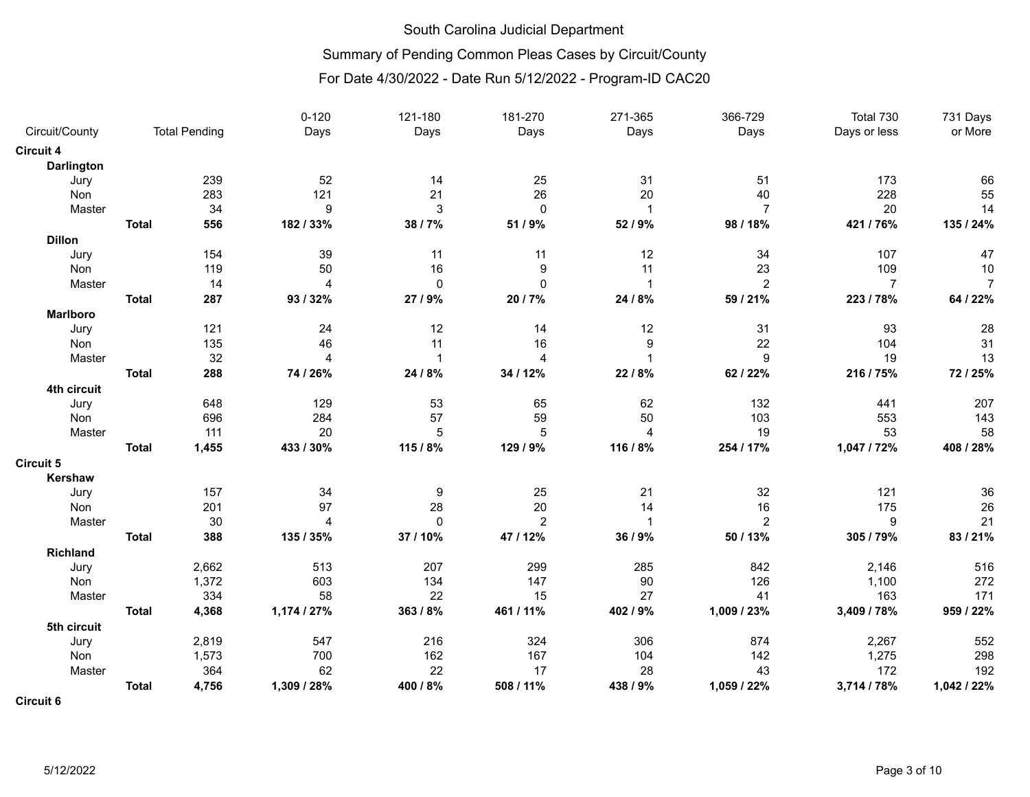# South Carolina Judicial Department

## Summary of Pending Common Pleas Cases by Circuit/County

### For Date 4/30/2022 - Date Run 5/12/2022 - Program-ID CAC20

| Circuit/County | | Total Pending | 0-120 Days | 121-180 Days | 181-270 Days | 271-365 Days | 366-729 Days | Total 730 Days or less | 731 Days or More |
|---|---|---|---|---|---|---|---|---|---|
| **Circuit 4** | | | | | | | | | |
| **Darlington** | | | | | | | | | |
| Jury | | 239 | 52 | 14 | 25 | 31 | 51 | 173 | 66 |
| Non | | 283 | 121 | 21 | 26 | 20 | 40 | 228 | 55 |
| Master | | 34 | 9 | 3 | 0 | 1 | 7 | 20 | 14 |
| | **Total** | **556** | **182 / 33%** | **38 / 7%** | **51 / 9%** | **52 / 9%** | **98 / 18%** | **421 / 76%** | **135 / 24%** |
| **Dillon** | | | | | | | | | |
| Jury | | 154 | 39 | 11 | 11 | 12 | 34 | 107 | 47 |
| Non | | 119 | 50 | 16 | 9 | 11 | 23 | 109 | 10 |
| Master | | 14 | 4 | 0 | 0 | 1 | 2 | 7 | 7 |
| | **Total** | **287** | **93 / 32%** | **27 / 9%** | **20 / 7%** | **24 / 8%** | **59 / 21%** | **223 / 78%** | **64 / 22%** |
| **Marlboro** | | | | | | | | | |
| Jury | | 121 | 24 | 12 | 14 | 12 | 31 | 93 | 28 |
| Non | | 135 | 46 | 11 | 16 | 9 | 22 | 104 | 31 |
| Master | | 32 | 4 | 1 | 4 | 1 | 9 | 19 | 13 |
| | **Total** | **288** | **74 / 26%** | **24 / 8%** | **34 / 12%** | **22 / 8%** | **62 / 22%** | **216 / 75%** | **72 / 25%** |
| **4th circuit** | | | | | | | | | |
| Jury | | 648 | 129 | 53 | 65 | 62 | 132 | 441 | 207 |
| Non | | 696 | 284 | 57 | 59 | 50 | 103 | 553 | 143 |
| Master | | 111 | 20 | 5 | 5 | 4 | 19 | 53 | 58 |
| | **Total** | **1,455** | **433 / 30%** | **115 / 8%** | **129 / 9%** | **116 / 8%** | **254 / 17%** | **1,047 / 72%** | **408 / 28%** |
| **Circuit 5** | | | | | | | | | |
| **Kershaw** | | | | | | | | | |
| Jury | | 157 | 34 | 9 | 25 | 21 | 32 | 121 | 36 |
| Non | | 201 | 97 | 28 | 20 | 14 | 16 | 175 | 26 |
| Master | | 30 | 4 | 0 | 2 | 1 | 2 | 9 | 21 |
| | **Total** | **388** | **135 / 35%** | **37 / 10%** | **47 / 12%** | **36 / 9%** | **50 / 13%** | **305 / 79%** | **83 / 21%** |
| **Richland** | | | | | | | | | |
| Jury | | 2,662 | 513 | 207 | 299 | 285 | 842 | 2,146 | 516 |
| Non | | 1,372 | 603 | 134 | 147 | 90 | 126 | 1,100 | 272 |
| Master | | 334 | 58 | 22 | 15 | 27 | 41 | 163 | 171 |
| | **Total** | **4,368** | **1,174 / 27%** | **363 / 8%** | **461 / 11%** | **402 / 9%** | **1,009 / 23%** | **3,409 / 78%** | **959 / 22%** |
| **5th circuit** | | | | | | | | | |
| Jury | | 2,819 | 547 | 216 | 324 | 306 | 874 | 2,267 | 552 |
| Non | | 1,573 | 700 | 162 | 167 | 104 | 142 | 1,275 | 298 |
| Master | | 364 | 62 | 22 | 17 | 28 | 43 | 172 | 192 |
| | **Total** | **4,756** | **1,309 / 28%** | **400 / 8%** | **508 / 11%** | **438 / 9%** | **1,059 / 22%** | **3,714 / 78%** | **1,042 / 22%** |
| **Circuit 6** | | | | | | | | | |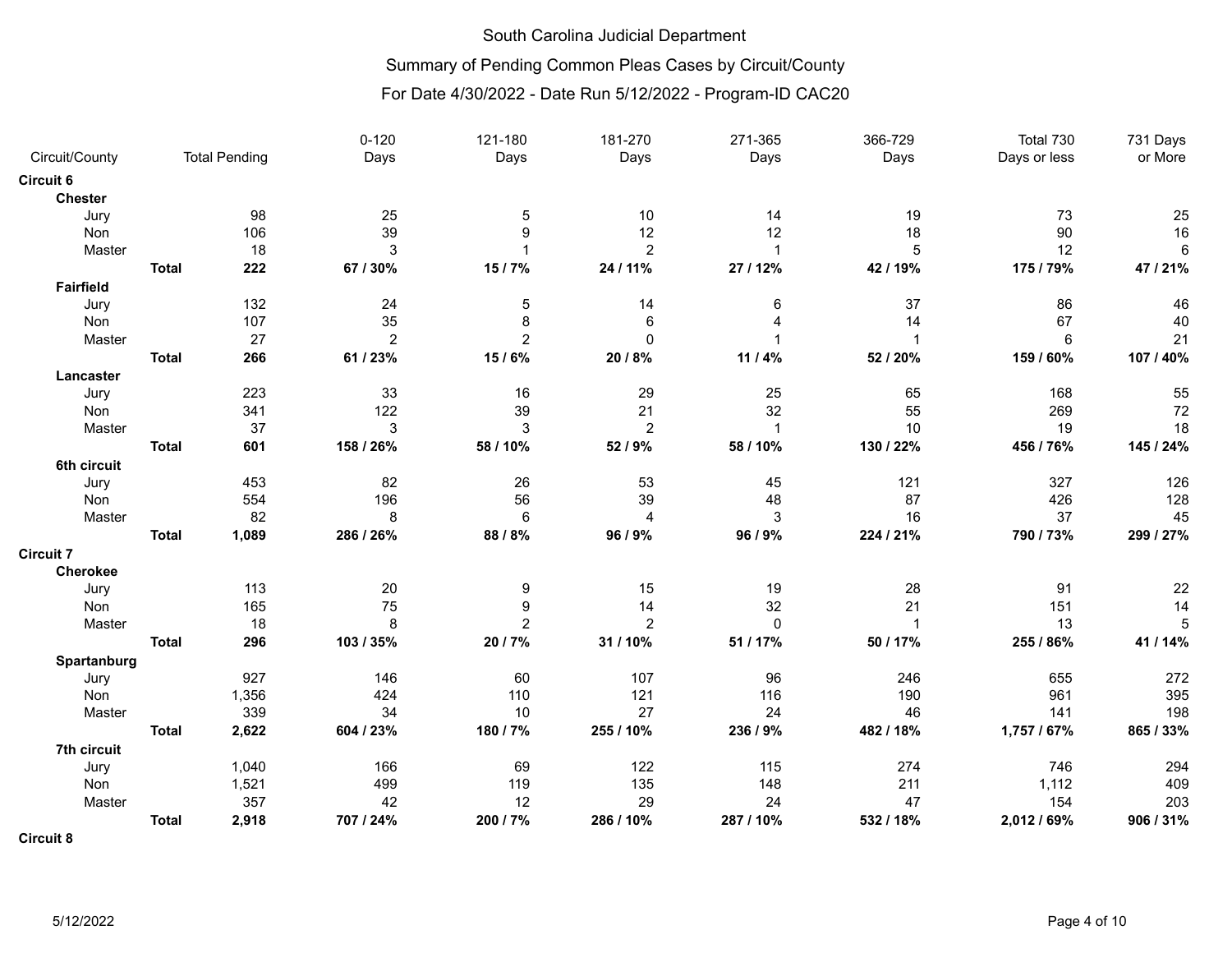South Carolina Judicial Department

Summary of Pending Common Pleas Cases by Circuit/County

For Date 4/30/2022 - Date Run 5/12/2022 - Program-ID CAC20

| Circuit/County | | Total Pending | 0-120 Days | 121-180 Days | 181-270 Days | 271-365 Days | 366-729 Days | Total 730 Days or less | 731 Days or More |
|---|---|---|---|---|---|---|---|---|---|
| **Circuit 6** | | | | | | | | | |
| **Chester** | | | | | | | | | |
| Jury | | 98 | 25 | 5 | 10 | 14 | 19 | 73 | 25 |
| Non | | 106 | 39 | 9 | 12 | 12 | 18 | 90 | 16 |
| Master | | 18 | 3 | 1 | 2 | 1 | 5 | 12 | 6 |
| | **Total** | **222** | **67 / 30%** | **15 / 7%** | **24 / 11%** | **27 / 12%** | **42 / 19%** | **175 / 79%** | **47 / 21%** |
| **Fairfield** | | | | | | | | | |
| Jury | | 132 | 24 | 5 | 14 | 6 | 37 | 86 | 46 |
| Non | | 107 | 35 | 8 | 6 | 4 | 14 | 67 | 40 |
| Master | | 27 | 2 | 2 | 0 | 1 | 1 | 6 | 21 |
| | **Total** | **266** | **61 / 23%** | **15 / 6%** | **20 / 8%** | **11 / 4%** | **52 / 20%** | **159 / 60%** | **107 / 40%** |
| **Lancaster** | | | | | | | | | |
| Jury | | 223 | 33 | 16 | 29 | 25 | 65 | 168 | 55 |
| Non | | 341 | 122 | 39 | 21 | 32 | 55 | 269 | 72 |
| Master | | 37 | 3 | 3 | 2 | 1 | 10 | 19 | 18 |
| | **Total** | **601** | **158 / 26%** | **58 / 10%** | **52 / 9%** | **58 / 10%** | **130 / 22%** | **456 / 76%** | **145 / 24%** |
| **6th circuit** | | | | | | | | | |
| Jury | | 453 | 82 | 26 | 53 | 45 | 121 | 327 | 126 |
| Non | | 554 | 196 | 56 | 39 | 48 | 87 | 426 | 128 |
| Master | | 82 | 8 | 6 | 4 | 3 | 16 | 37 | 45 |
| | **Total** | **1,089** | **286 / 26%** | **88 / 8%** | **96 / 9%** | **96 / 9%** | **224 / 21%** | **790 / 73%** | **299 / 27%** |
| **Circuit 7** | | | | | | | | | |
| **Cherokee** | | | | | | | | | |
| Jury | | 113 | 20 | 9 | 15 | 19 | 28 | 91 | 22 |
| Non | | 165 | 75 | 9 | 14 | 32 | 21 | 151 | 14 |
| Master | | 18 | 8 | 2 | 2 | 0 | 1 | 13 | 5 |
| | **Total** | **296** | **103 / 35%** | **20 / 7%** | **31 / 10%** | **51 / 17%** | **50 / 17%** | **255 / 86%** | **41 / 14%** |
| **Spartanburg** | | | | | | | | | |
| Jury | | 927 | 146 | 60 | 107 | 96 | 246 | 655 | 272 |
| Non | | 1,356 | 424 | 110 | 121 | 116 | 190 | 961 | 395 |
| Master | | 339 | 34 | 10 | 27 | 24 | 46 | 141 | 198 |
| | **Total** | **2,622** | **604 / 23%** | **180 / 7%** | **255 / 10%** | **236 / 9%** | **482 / 18%** | **1,757 / 67%** | **865 / 33%** |
| **7th circuit** | | | | | | | | | |
| Jury | | 1,040 | 166 | 69 | 122 | 115 | 274 | 746 | 294 |
| Non | | 1,521 | 499 | 119 | 135 | 148 | 211 | 1,112 | 409 |
| Master | | 357 | 42 | 12 | 29 | 24 | 47 | 154 | 203 |
| | **Total** | **2,918** | **707 / 24%** | **200 / 7%** | **286 / 10%** | **287 / 10%** | **532 / 18%** | **2,012 / 69%** | **906 / 31%** |
| **Circuit 8** | | | | | | | | | |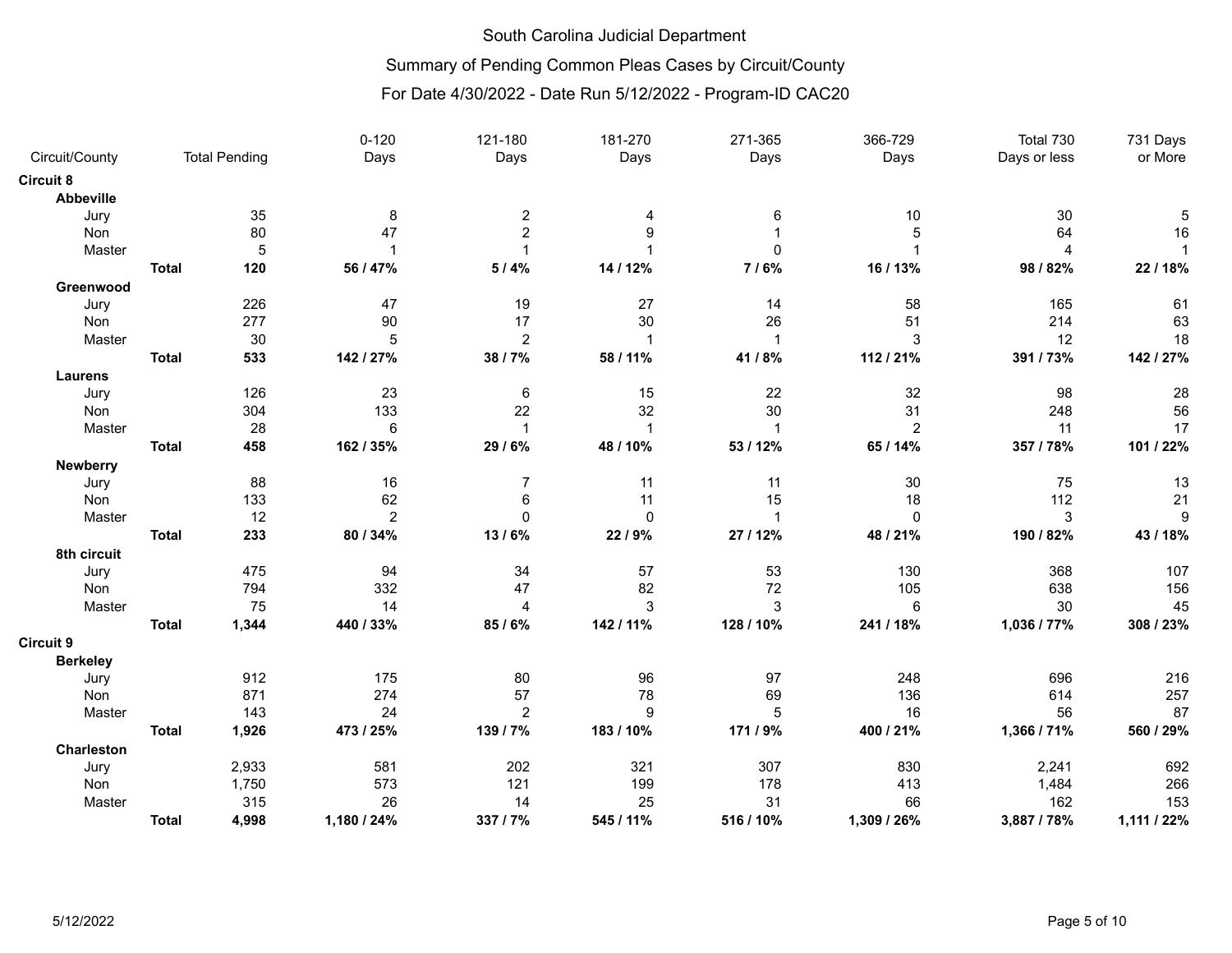South Carolina Judicial Department

Summary of Pending Common Pleas Cases by Circuit/County

For Date 4/30/2022 - Date Run 5/12/2022 - Program-ID CAC20

| Circuit/County | | Total Pending | 0-120 Days | 121-180 Days | 181-270 Days | 271-365 Days | 366-729 Days | Total 730 Days or less | 731 Days or More |
|---|---|---|---|---|---|---|---|---|---|
| **Circuit 8** | | | | | | | | | |
| **Abbeville** | | | | | | | | | |
| Jury | | 35 | 8 | 2 | 4 | 6 | 10 | 30 | 5 |
| Non | | 80 | 47 | 2 | 9 | 1 | 5 | 64 | 16 |
| Master | | 5 | 1 | 1 | 1 | 0 | 1 | 4 | 1 |
| | **Total** | **120** | **56 / 47%** | **5 / 4%** | **14 / 12%** | **7 / 6%** | **16 / 13%** | **98 / 82%** | **22 / 18%** |
| **Greenwood** | | | | | | | | | |
| Jury | | 226 | 47 | 19 | 27 | 14 | 58 | 165 | 61 |
| Non | | 277 | 90 | 17 | 30 | 26 | 51 | 214 | 63 |
| Master | | 30 | 5 | 2 | 1 | 1 | 3 | 12 | 18 |
| | **Total** | **533** | **142 / 27%** | **38 / 7%** | **58 / 11%** | **41 / 8%** | **112 / 21%** | **391 / 73%** | **142 / 27%** |
| **Laurens** | | | | | | | | | |
| Jury | | 126 | 23 | 6 | 15 | 22 | 32 | 98 | 28 |
| Non | | 304 | 133 | 22 | 32 | 30 | 31 | 248 | 56 |
| Master | | 28 | 6 | 1 | 1 | 1 | 2 | 11 | 17 |
| | **Total** | **458** | **162 / 35%** | **29 / 6%** | **48 / 10%** | **53 / 12%** | **65 / 14%** | **357 / 78%** | **101 / 22%** |
| **Newberry** | | | | | | | | | |
| Jury | | 88 | 16 | 7 | 11 | 11 | 30 | 75 | 13 |
| Non | | 133 | 62 | 6 | 11 | 15 | 18 | 112 | 21 |
| Master | | 12 | 2 | 0 | 0 | 1 | 0 | 3 | 9 |
| | **Total** | **233** | **80 / 34%** | **13 / 6%** | **22 / 9%** | **27 / 12%** | **48 / 21%** | **190 / 82%** | **43 / 18%** |
| **8th circuit** | | | | | | | | | |
| Jury | | 475 | 94 | 34 | 57 | 53 | 130 | 368 | 107 |
| Non | | 794 | 332 | 47 | 82 | 72 | 105 | 638 | 156 |
| Master | | 75 | 14 | 4 | 3 | 3 | 6 | 30 | 45 |
| | **Total** | **1,344** | **440 / 33%** | **85 / 6%** | **142 / 11%** | **128 / 10%** | **241 / 18%** | **1,036 / 77%** | **308 / 23%** |
| **Circuit 9** | | | | | | | | | |
| **Berkeley** | | | | | | | | | |
| Jury | | 912 | 175 | 80 | 96 | 97 | 248 | 696 | 216 |
| Non | | 871 | 274 | 57 | 78 | 69 | 136 | 614 | 257 |
| Master | | 143 | 24 | 2 | 9 | 5 | 16 | 56 | 87 |
| | **Total** | **1,926** | **473 / 25%** | **139 / 7%** | **183 / 10%** | **171 / 9%** | **400 / 21%** | **1,366 / 71%** | **560 / 29%** |
| **Charleston** | | | | | | | | | |
| Jury | | 2,933 | 581 | 202 | 321 | 307 | 830 | 2,241 | 692 |
| Non | | 1,750 | 573 | 121 | 199 | 178 | 413 | 1,484 | 266 |
| Master | | 315 | 26 | 14 | 25 | 31 | 66 | 162 | 153 |
| | **Total** | **4,998** | **1,180 / 24%** | **337 / 7%** | **545 / 11%** | **516 / 10%** | **1,309 / 26%** | **3,887 / 78%** | **1,111 / 22%** |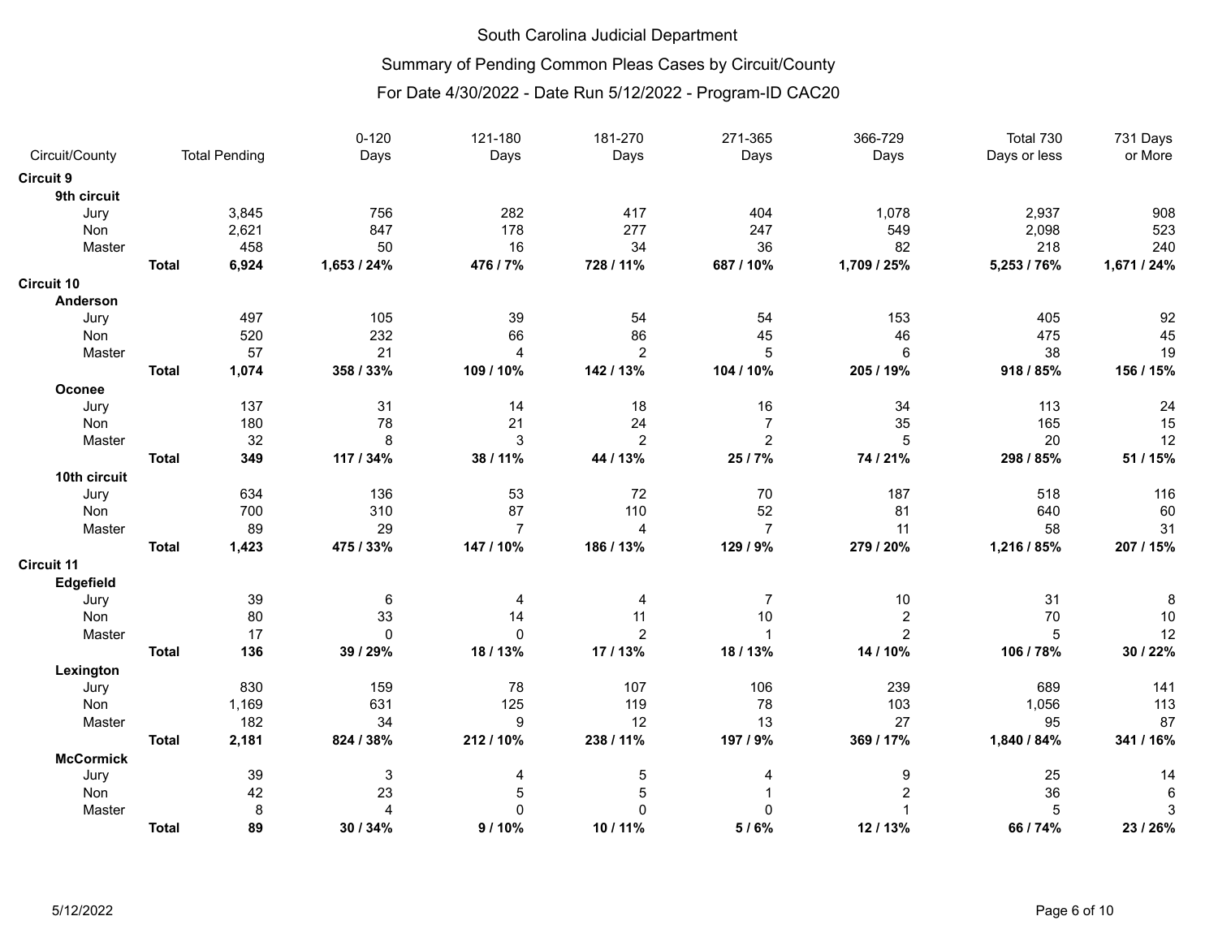South Carolina Judicial Department

Summary of Pending Common Pleas Cases by Circuit/County

For Date 4/30/2022 - Date Run 5/12/2022 - Program-ID CAC20

| Circuit/County | | Total Pending | 0-120 Days | 121-180 Days | 181-270 Days | 271-365 Days | 366-729 Days | Total 730 Days or less | 731 Days or More |
|---|---|---|---|---|---|---|---|---|---|
| **Circuit 9** | | | | | | | | | |
| **9th circuit** | | | | | | | | | |
| Jury | | 3,845 | 756 | 282 | 417 | 404 | 1,078 | 2,937 | 908 |
| Non | | 2,621 | 847 | 178 | 277 | 247 | 549 | 2,098 | 523 |
| Master | | 458 | 50 | 16 | 34 | 36 | 82 | 218 | 240 |
| | **Total** | **6,924** | **1,653 / 24%** | **476 / 7%** | **728 / 11%** | **687 / 10%** | **1,709 / 25%** | **5,253 / 76%** | **1,671 / 24%** |
| **Circuit 10** | | | | | | | | | |
| **Anderson** | | | | | | | | | |
| Jury | | 497 | 105 | 39 | 54 | 54 | 153 | 405 | 92 |
| Non | | 520 | 232 | 66 | 86 | 45 | 46 | 475 | 45 |
| Master | | 57 | 21 | 4 | 2 | 5 | 6 | 38 | 19 |
| | **Total** | **1,074** | **358 / 33%** | **109 / 10%** | **142 / 13%** | **104 / 10%** | **205 / 19%** | **918 / 85%** | **156 / 15%** |
| **Oconee** | | | | | | | | | |
| Jury | | 137 | 31 | 14 | 18 | 16 | 34 | 113 | 24 |
| Non | | 180 | 78 | 21 | 24 | 7 | 35 | 165 | 15 |
| Master | | 32 | 8 | 3 | 2 | 2 | 5 | 20 | 12 |
| | **Total** | **349** | **117 / 34%** | **38 / 11%** | **44 / 13%** | **25 / 7%** | **74 / 21%** | **298 / 85%** | **51 / 15%** |
| **10th circuit** | | | | | | | | | |
| Jury | | 634 | 136 | 53 | 72 | 70 | 187 | 518 | 116 |
| Non | | 700 | 310 | 87 | 110 | 52 | 81 | 640 | 60 |
| Master | | 89 | 29 | 7 | 4 | 7 | 11 | 58 | 31 |
| | **Total** | **1,423** | **475 / 33%** | **147 / 10%** | **186 / 13%** | **129 / 9%** | **279 / 20%** | **1,216 / 85%** | **207 / 15%** |
| **Circuit 11** | | | | | | | | | |
| **Edgefield** | | | | | | | | | |
| Jury | | 39 | 6 | 4 | 4 | 7 | 10 | 31 | 8 |
| Non | | 80 | 33 | 14 | 11 | 10 | 2 | 70 | 10 |
| Master | | 17 | 0 | 0 | 2 | 1 | 2 | 5 | 12 |
| | **Total** | **136** | **39 / 29%** | **18 / 13%** | **17 / 13%** | **18 / 13%** | **14 / 10%** | **106 / 78%** | **30 / 22%** |
| **Lexington** | | | | | | | | | |
| Jury | | 830 | 159 | 78 | 107 | 106 | 239 | 689 | 141 |
| Non | | 1,169 | 631 | 125 | 119 | 78 | 103 | 1,056 | 113 |
| Master | | 182 | 34 | 9 | 12 | 13 | 27 | 95 | 87 |
| | **Total** | **2,181** | **824 / 38%** | **212 / 10%** | **238 / 11%** | **197 / 9%** | **369 / 17%** | **1,840 / 84%** | **341 / 16%** |
| **McCormick** | | | | | | | | | |
| Jury | | 39 | 3 | 4 | 5 | 4 | 9 | 25 | 14 |
| Non | | 42 | 23 | 5 | 5 | 1 | 2 | 36 | 6 |
| Master | | 8 | 4 | 0 | 0 | 0 | 1 | 5 | 3 |
| | **Total** | **89** | **30 / 34%** | **9 / 10%** | **10 / 11%** | **5 / 6%** | **12 / 13%** | **66 / 74%** | **23 / 26%** |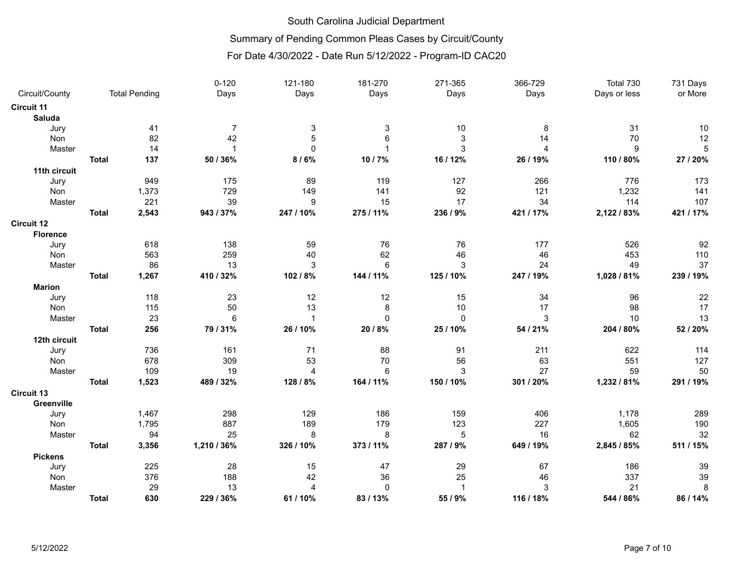South Carolina Judicial Department

Summary of Pending Common Pleas Cases by Circuit/County

For Date 4/30/2022 - Date Run 5/12/2022 - Program-ID CAC20

| Circuit/County | | Total Pending | 0-120 Days | 121-180 Days | 181-270 Days | 271-365 Days | 366-729 Days | Total 730 Days or less | 731 Days or More |
|---|---|---|---|---|---|---|---|---|---|
| **Circuit 11** | | | | | | | | | |
| **Saluda** | | | | | | | | | |
| Jury | | 41 | 7 | 3 | 3 | 10 | 8 | 31 | 10 |
| Non | | 82 | 42 | 5 | 6 | 3 | 14 | 70 | 12 |
| Master | | 14 | 1 | 0 | 1 | 3 | 4 | 9 | 5 |
| | **Total** | **137** | **50 / 36%** | **8 / 6%** | **10 / 7%** | **16 / 12%** | **26 / 19%** | **110 / 80%** | **27 / 20%** |
| **11th circuit** | | | | | | | | | |
| Jury | | 949 | 175 | 89 | 119 | 127 | 266 | 776 | 173 |
| Non | | 1,373 | 729 | 149 | 141 | 92 | 121 | 1,232 | 141 |
| Master | | 221 | 39 | 9 | 15 | 17 | 34 | 114 | 107 |
| | **Total** | **2,543** | **943 / 37%** | **247 / 10%** | **275 / 11%** | **236 / 9%** | **421 / 17%** | **2,122 / 83%** | **421 / 17%** |
| **Circuit 12** | | | | | | | | | |
| **Florence** | | | | | | | | | |
| Jury | | 618 | 138 | 59 | 76 | 76 | 177 | 526 | 92 |
| Non | | 563 | 259 | 40 | 62 | 46 | 46 | 453 | 110 |
| Master | | 86 | 13 | 3 | 6 | 3 | 24 | 49 | 37 |
| | **Total** | **1,267** | **410 / 32%** | **102 / 8%** | **144 / 11%** | **125 / 10%** | **247 / 19%** | **1,028 / 81%** | **239 / 19%** |
| **Marion** | | | | | | | | | |
| Jury | | 118 | 23 | 12 | 12 | 15 | 34 | 96 | 22 |
| Non | | 115 | 50 | 13 | 8 | 10 | 17 | 98 | 17 |
| Master | | 23 | 6 | 1 | 0 | 0 | 3 | 10 | 13 |
| | **Total** | **256** | **79 / 31%** | **26 / 10%** | **20 / 8%** | **25 / 10%** | **54 / 21%** | **204 / 80%** | **52 / 20%** |
| **12th circuit** | | | | | | | | | |
| Jury | | 736 | 161 | 71 | 88 | 91 | 211 | 622 | 114 |
| Non | | 678 | 309 | 53 | 70 | 56 | 63 | 551 | 127 |
| Master | | 109 | 19 | 4 | 6 | 3 | 27 | 59 | 50 |
| | **Total** | **1,523** | **489 / 32%** | **128 / 8%** | **164 / 11%** | **150 / 10%** | **301 / 20%** | **1,232 / 81%** | **291 / 19%** |
| **Circuit 13** | | | | | | | | | |
| **Greenville** | | | | | | | | | |
| Jury | | 1,467 | 298 | 129 | 186 | 159 | 406 | 1,178 | 289 |
| Non | | 1,795 | 887 | 189 | 179 | 123 | 227 | 1,605 | 190 |
| Master | | 94 | 25 | 8 | 8 | 5 | 16 | 62 | 32 |
| | **Total** | **3,356** | **1,210 / 36%** | **326 / 10%** | **373 / 11%** | **287 / 9%** | **649 / 19%** | **2,845 / 85%** | **511 / 15%** |
| **Pickens** | | | | | | | | | |
| Jury | | 225 | 28 | 15 | 47 | 29 | 67 | 186 | 39 |
| Non | | 376 | 188 | 42 | 36 | 25 | 46 | 337 | 39 |
| Master | | 29 | 13 | 4 | 0 | 1 | 3 | 21 | 8 |
| | **Total** | **630** | **229 / 36%** | **61 / 10%** | **83 / 13%** | **55 / 9%** | **116 / 18%** | **544 / 86%** | **86 / 14%** |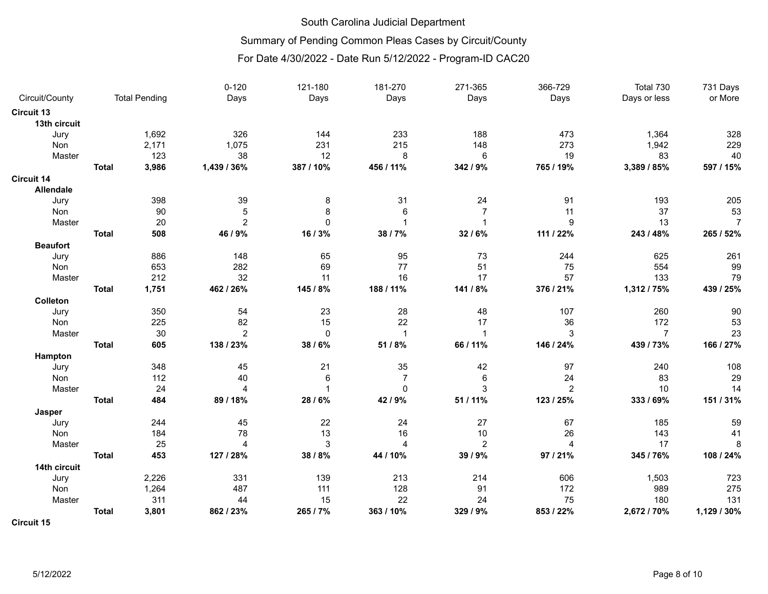South Carolina Judicial Department

Summary of Pending Common Pleas Cases by Circuit/County

For Date 4/30/2022 - Date Run 5/12/2022 - Program-ID CAC20

| Circuit/County | | Total Pending | 0-120 Days | 121-180 Days | 181-270 Days | 271-365 Days | 366-729 Days | Total 730 Days or less | 731 Days or More |
|---|---|---|---|---|---|---|---|---|---|
| **Circuit 13** | | | | | | | | | |
| **13th circuit** | | | | | | | | | |
| Jury | | 1,692 | 326 | 144 | 233 | 188 | 473 | 1,364 | 328 |
| Non | | 2,171 | 1,075 | 231 | 215 | 148 | 273 | 1,942 | 229 |
| Master | | 123 | 38 | 12 | 8 | 6 | 19 | 83 | 40 |
| | **Total** | **3,986** | **1,439 / 36%** | **387 / 10%** | **456 / 11%** | **342 / 9%** | **765 / 19%** | **3,389 / 85%** | **597 / 15%** |
| **Circuit 14** | | | | | | | | | |
| **Allendale** | | | | | | | | | |
| Jury | | 398 | 39 | 8 | 31 | 24 | 91 | 193 | 205 |
| Non | | 90 | 5 | 8 | 6 | 7 | 11 | 37 | 53 |
| Master | | 20 | 2 | 0 | 1 | 1 | 9 | 13 | 7 |
| | **Total** | **508** | **46 / 9%** | **16 / 3%** | **38 / 7%** | **32 / 6%** | **111 / 22%** | **243 / 48%** | **265 / 52%** |
| **Beaufort** | | | | | | | | | |
| Jury | | 886 | 148 | 65 | 95 | 73 | 244 | 625 | 261 |
| Non | | 653 | 282 | 69 | 77 | 51 | 75 | 554 | 99 |
| Master | | 212 | 32 | 11 | 16 | 17 | 57 | 133 | 79 |
| | **Total** | **1,751** | **462 / 26%** | **145 / 8%** | **188 / 11%** | **141 / 8%** | **376 / 21%** | **1,312 / 75%** | **439 / 25%** |
| **Colleton** | | | | | | | | | |
| Jury | | 350 | 54 | 23 | 28 | 48 | 107 | 260 | 90 |
| Non | | 225 | 82 | 15 | 22 | 17 | 36 | 172 | 53 |
| Master | | 30 | 2 | 0 | 1 | 1 | 3 | 7 | 23 |
| | **Total** | **605** | **138 / 23%** | **38 / 6%** | **51 / 8%** | **66 / 11%** | **146 / 24%** | **439 / 73%** | **166 / 27%** |
| **Hampton** | | | | | | | | | |
| Jury | | 348 | 45 | 21 | 35 | 42 | 97 | 240 | 108 |
| Non | | 112 | 40 | 6 | 7 | 6 | 24 | 83 | 29 |
| Master | | 24 | 4 | 1 | 0 | 3 | 2 | 10 | 14 |
| | **Total** | **484** | **89 / 18%** | **28 / 6%** | **42 / 9%** | **51 / 11%** | **123 / 25%** | **333 / 69%** | **151 / 31%** |
| **Jasper** | | | | | | | | | |
| Jury | | 244 | 45 | 22 | 24 | 27 | 67 | 185 | 59 |
| Non | | 184 | 78 | 13 | 16 | 10 | 26 | 143 | 41 |
| Master | | 25 | 4 | 3 | 4 | 2 | 4 | 17 | 8 |
| | **Total** | **453** | **127 / 28%** | **38 / 8%** | **44 / 10%** | **39 / 9%** | **97 / 21%** | **345 / 76%** | **108 / 24%** |
| **14th circuit** | | | | | | | | | |
| Jury | | 2,226 | 331 | 139 | 213 | 214 | 606 | 1,503 | 723 |
| Non | | 1,264 | 487 | 111 | 128 | 91 | 172 | 989 | 275 |
| Master | | 311 | 44 | 15 | 22 | 24 | 75 | 180 | 131 |
| | **Total** | **3,801** | **862 / 23%** | **265 / 7%** | **363 / 10%** | **329 / 9%** | **853 / 22%** | **2,672 / 70%** | **1,129 / 30%** |
| **Circuit 15** | | | | | | | | | |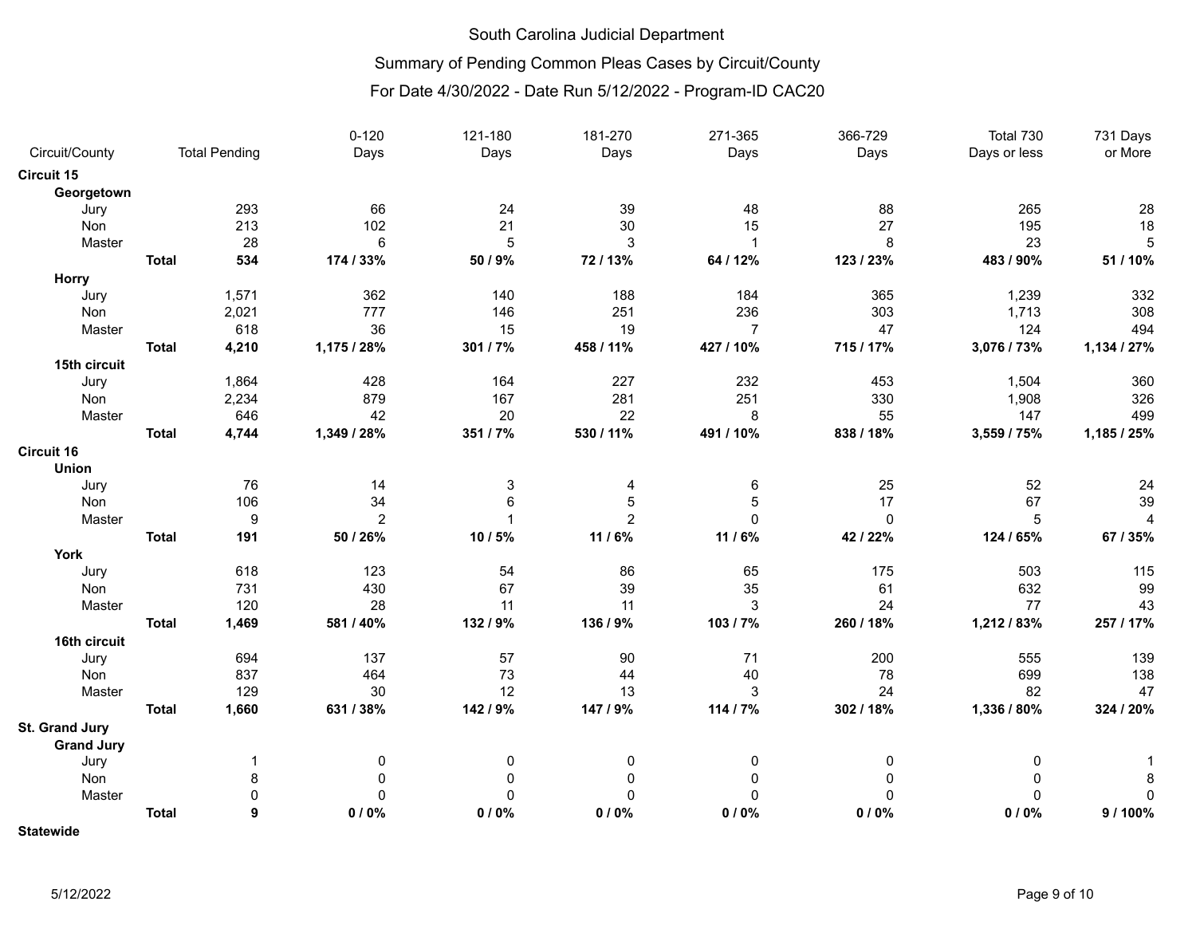South Carolina Judicial Department

Summary of Pending Common Pleas Cases by Circuit/County

For Date 4/30/2022 - Date Run 5/12/2022 - Program-ID CAC20

| Circuit/County | | Total Pending | 0-120 Days | 121-180 Days | 181-270 Days | 271-365 Days | 366-729 Days | Total 730 Days or less | 731 Days or More |
|---|---|---|---|---|---|---|---|---|---|
| **Circuit 15** | | | | | | | | | |
| **Georgetown** | | | | | | | | | |
| Jury | | 293 | 66 | 24 | 39 | 48 | 88 | 265 | 28 |
| Non | | 213 | 102 | 21 | 30 | 15 | 27 | 195 | 18 |
| Master | | 28 | 6 | 5 | 3 | 1 | 8 | 23 | 5 |
| | **Total** | **534** | **174 / 33%** | **50 / 9%** | **72 / 13%** | **64 / 12%** | **123 / 23%** | **483 / 90%** | **51 / 10%** |
| **Horry** | | | | | | | | | |
| Jury | | 1,571 | 362 | 140 | 188 | 184 | 365 | 1,239 | 332 |
| Non | | 2,021 | 777 | 146 | 251 | 236 | 303 | 1,713 | 308 |
| Master | | 618 | 36 | 15 | 19 | 7 | 47 | 124 | 494 |
| | **Total** | **4,210** | **1,175 / 28%** | **301 / 7%** | **458 / 11%** | **427 / 10%** | **715 / 17%** | **3,076 / 73%** | **1,134 / 27%** |
| **15th circuit** | | | | | | | | | |
| Jury | | 1,864 | 428 | 164 | 227 | 232 | 453 | 1,504 | 360 |
| Non | | 2,234 | 879 | 167 | 281 | 251 | 330 | 1,908 | 326 |
| Master | | 646 | 42 | 20 | 22 | 8 | 55 | 147 | 499 |
| | **Total** | **4,744** | **1,349 / 28%** | **351 / 7%** | **530 / 11%** | **491 / 10%** | **838 / 18%** | **3,559 / 75%** | **1,185 / 25%** |
| **Circuit 16** | | | | | | | | | |
| **Union** | | | | | | | | | |
| Jury | | 76 | 14 | 3 | 4 | 6 | 25 | 52 | 24 |
| Non | | 106 | 34 | 6 | 5 | 5 | 17 | 67 | 39 |
| Master | | 9 | 2 | 1 | 2 | 0 | 0 | 5 | 4 |
| | **Total** | **191** | **50 / 26%** | **10 / 5%** | **11 / 6%** | **11 / 6%** | **42 / 22%** | **124 / 65%** | **67 / 35%** |
| **York** | | | | | | | | | |
| Jury | | 618 | 123 | 54 | 86 | 65 | 175 | 503 | 115 |
| Non | | 731 | 430 | 67 | 39 | 35 | 61 | 632 | 99 |
| Master | | 120 | 28 | 11 | 11 | 3 | 24 | 77 | 43 |
| | **Total** | **1,469** | **581 / 40%** | **132 / 9%** | **136 / 9%** | **103 / 7%** | **260 / 18%** | **1,212 / 83%** | **257 / 17%** |
| **16th circuit** | | | | | | | | | |
| Jury | | 694 | 137 | 57 | 90 | 71 | 200 | 555 | 139 |
| Non | | 837 | 464 | 73 | 44 | 40 | 78 | 699 | 138 |
| Master | | 129 | 30 | 12 | 13 | 3 | 24 | 82 | 47 |
| | **Total** | **1,660** | **631 / 38%** | **142 / 9%** | **147 / 9%** | **114 / 7%** | **302 / 18%** | **1,336 / 80%** | **324 / 20%** |
| **St. Grand Jury** | | | | | | | | | |
| **Grand Jury** | | | | | | | | | |
| Jury | | 1 | 0 | 0 | 0 | 0 | 0 | 0 | 1 |
| Non | | 8 | 0 | 0 | 0 | 0 | 0 | 0 | 8 |
| Master | | 0 | 0 | 0 | 0 | 0 | 0 | 0 | 0 |
| | **Total** | **9** | **0 / 0%** | **0 / 0%** | **0 / 0%** | **0 / 0%** | **0 / 0%** | **0 / 0%** | **9 / 100%** |
| **Statewide** | | | | | | | | | |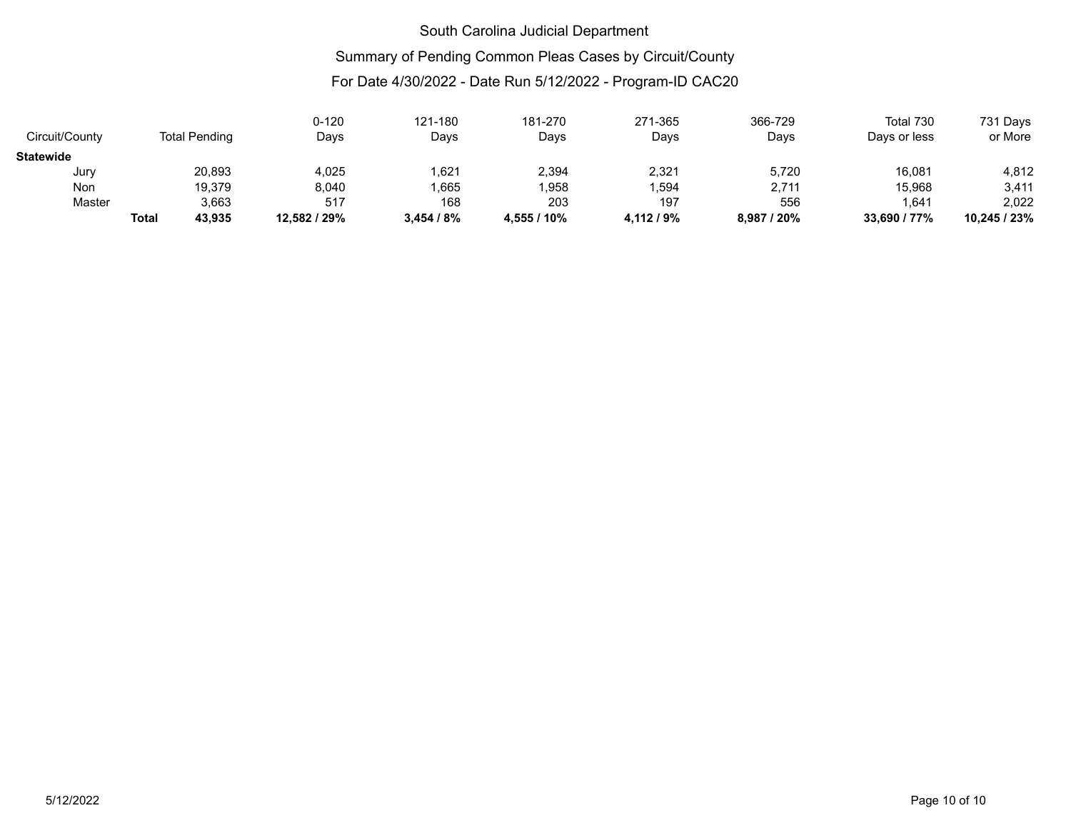South Carolina Judicial Department

Summary of Pending Common Pleas Cases by Circuit/County

For Date 4/30/2022 - Date Run 5/12/2022 - Program-ID CAC20

| Circuit/County | | Total Pending | 0-120 Days | 121-180 Days | 181-270 Days | 271-365 Days | 366-729 Days | Total 730 Days or less | 731 Days or More |
|---|---|---|---|---|---|---|---|---|---|
| **Statewide** | | | | | | | | | |
| Jury | | 20,893 | 4,025 | 1,621 | 2,394 | 2,321 | 5,720 | 16,081 | 4,812 |
| Non | | 19,379 | 8,040 | 1,665 | 1,958 | 1,594 | 2,711 | 15,968 | 3,411 |
| Master | | 3,663 | 517 | 168 | 203 | 197 | 556 | 1,641 | 2,022 |
| | **Total** | **43,935** | **12,582 / 29%** | **3,454 / 8%** | **4,555 / 10%** | **4,112 / 9%** | **8,987 / 20%** | **33,690 / 77%** | **10,245 / 23%** |